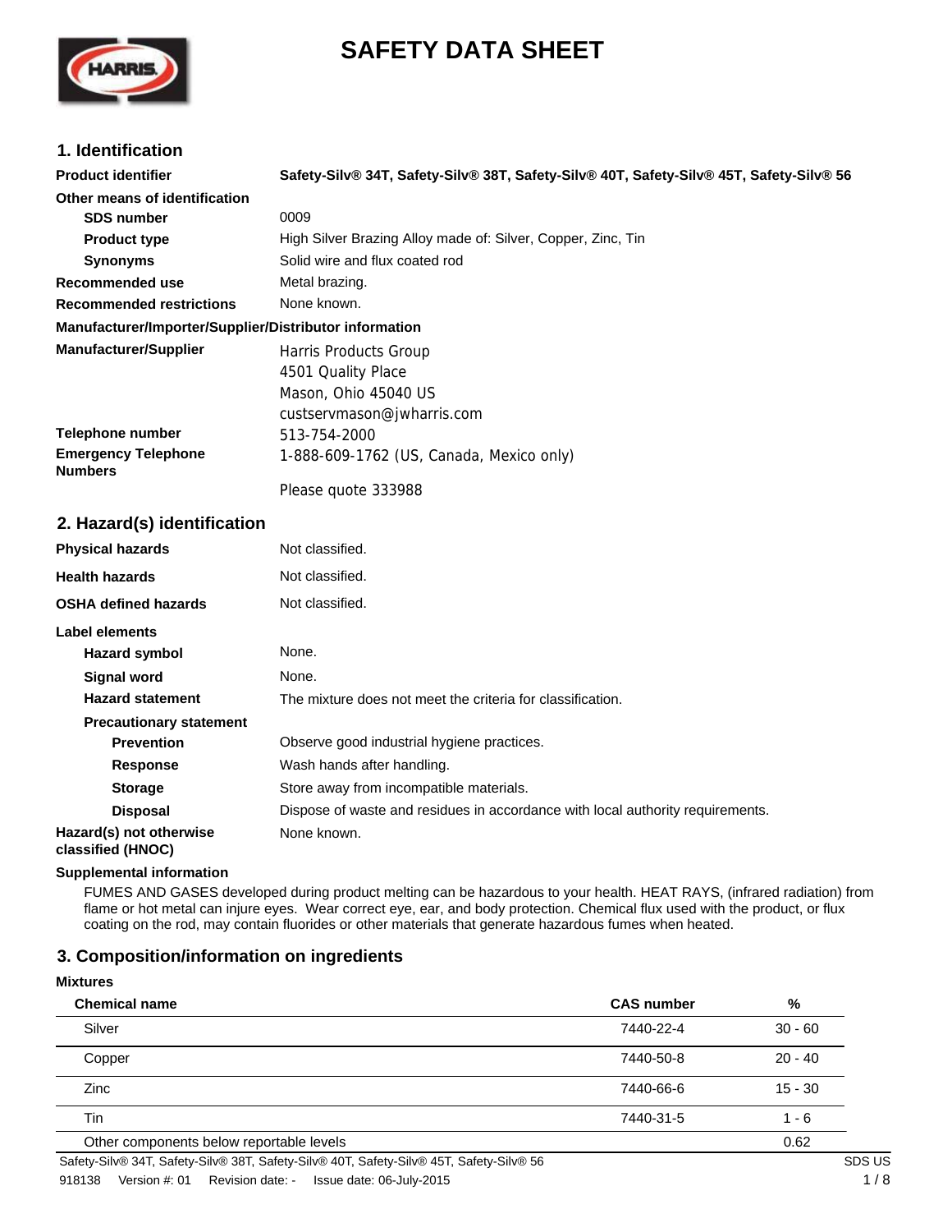# SAFETY DATA SHEET

## 1. Identification

| | |
|---|---|
| **Product identifier** | **Safety-Silv® 34T, Safety-Silv® 38T, Safety-Silv® 40T, Safety-Silv® 45T, Safety-Silv® 56** |
| **Other means of identification** | |
| **SDS number** | 0009 |
| **Product type** | High Silver Brazing Alloy made of: Silver, Copper, Zinc, Tin |
| **Synonyms** | Solid wire and flux coated rod |
| **Recommended use** | Metal brazing. |
| **Recommended restrictions** | None known. |

**Manufacturer/Importer/Supplier/Distributor information**

| | |
|---|---|
| **Manufacturer/Supplier** | Harris Products Group<br>4501 Quality Place<br>Mason, Ohio 45040 US<br>custservmason@jwharris.com |
| **Telephone number** | 513-754-2000 |
| **Emergency Telephone Numbers** | 1-888-609-1762 (US, Canada, Mexico only)<br><br>Please quote 333988 |

## 2. Hazard(s) identification

| | |
|---|---|
| **Physical hazards** | Not classified. |
| **Health hazards** | Not classified. |
| **OSHA defined hazards** | Not classified. |

**Label elements**

| | |
|---|---|
| **Hazard symbol** | None. |
| **Signal word** | None. |
| **Hazard statement** | The mixture does not meet the criteria for classification. |
| **Precautionary statement** | |
| **Prevention** | Observe good industrial hygiene practices. |
| **Response** | Wash hands after handling. |
| **Storage** | Store away from incompatible materials. |
| **Disposal** | Dispose of waste and residues in accordance with local authority requirements. |
| **Hazard(s) not otherwise classified (HNOC)** | None known. |

**Supplemental information**

FUMES AND GASES developed during product melting can be hazardous to your health. HEAT RAYS, (infrared radiation) from flame or hot metal can injure eyes. Wear correct eye, ear, and body protection. Chemical flux used with the product, or flux coating on the rod, may contain fluorides or other materials that generate hazardous fumes when heated.

## 3. Composition/information on ingredients

**Mixtures**

| Chemical name | CAS number | % |
|---|---|---|
| Silver | 7440-22-4 | 30 - 60 |
| Copper | 7440-50-8 | 20 - 40 |
| Zinc | 7440-66-6 | 15 - 30 |
| Tin | 7440-31-5 | 1 - 6 |
| Other components below reportable levels | | 0.62 |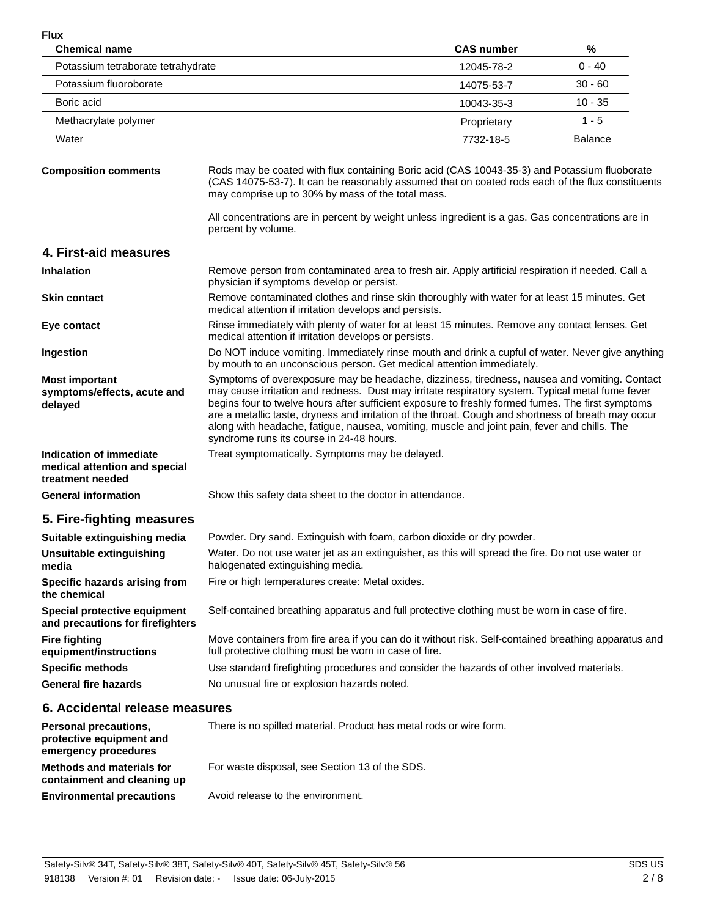**Flux**

| Chemical name | CAS number | % |
| --- | --- | --- |
| Potassium tetraborate tetrahydrate | 12045-78-2 | 0 - 40 |
| Potassium fluoroborate | 14075-53-7 | 30 - 60 |
| Boric acid | 10043-35-3 | 10 - 35 |
| Methacrylate polymer | Proprietary | 1 - 5 |
| Water | 7732-18-5 | Balance |

**Composition comments**

Rods may be coated with flux containing Boric acid (CAS 10043-35-3) and Potassium fluoborate (CAS 14075-53-7). It can be reasonably assumed that on coated rods each of the flux constituents may comprise up to 30% by mass of the total mass.

All concentrations are in percent by weight unless ingredient is a gas. Gas concentrations are in percent by volume.

## 4. First-aid measures

**Inhalation**
Remove person from contaminated area to fresh air. Apply artificial respiration if needed. Call a physician if symptoms develop or persist.

**Skin contact**
Remove contaminated clothes and rinse skin thoroughly with water for at least 15 minutes. Get medical attention if irritation develops and persists.

**Eye contact**
Rinse immediately with plenty of water for at least 15 minutes. Remove any contact lenses. Get medical attention if irritation develops or persists.

**Ingestion**
Do NOT induce vomiting. Immediately rinse mouth and drink a cupful of water. Never give anything by mouth to an unconscious person. Get medical attention immediately.

**Most important symptoms/effects, acute and delayed**
Symptoms of overexposure may be headache, dizziness, tiredness, nausea and vomiting. Contact may cause irritation and redness. Dust may irritate respiratory system. Typical metal fume fever begins four to twelve hours after sufficient exposure to freshly formed fumes. The first symptoms are a metallic taste, dryness and irritation of the throat. Cough and shortness of breath may occur along with headache, fatigue, nausea, vomiting, muscle and joint pain, fever and chills. The syndrome runs its course in 24-48 hours.

**Indication of immediate medical attention and special treatment needed**
Treat symptomatically. Symptoms may be delayed.

**General information**
Show this safety data sheet to the doctor in attendance.

## 5. Fire-fighting measures

**Suitable extinguishing media**
Powder. Dry sand. Extinguish with foam, carbon dioxide or dry powder.

**Unsuitable extinguishing media**
Water. Do not use water jet as an extinguisher, as this will spread the fire. Do not use water or halogenated extinguishing media.

**Specific hazards arising from the chemical**
Fire or high temperatures create: Metal oxides.

**Special protective equipment and precautions for firefighters**
Self-contained breathing apparatus and full protective clothing must be worn in case of fire.

**Fire fighting equipment/instructions**
Move containers from fire area if you can do it without risk. Self-contained breathing apparatus and full protective clothing must be worn in case of fire.

**Specific methods**
Use standard firefighting procedures and consider the hazards of other involved materials.

**General fire hazards**
No unusual fire or explosion hazards noted.

## 6. Accidental release measures

**Personal precautions, protective equipment and emergency procedures**
There is no spilled material. Product has metal rods or wire form.

**Methods and materials for containment and cleaning up**
For waste disposal, see Section 13 of the SDS.

**Environmental precautions**
Avoid release to the environment.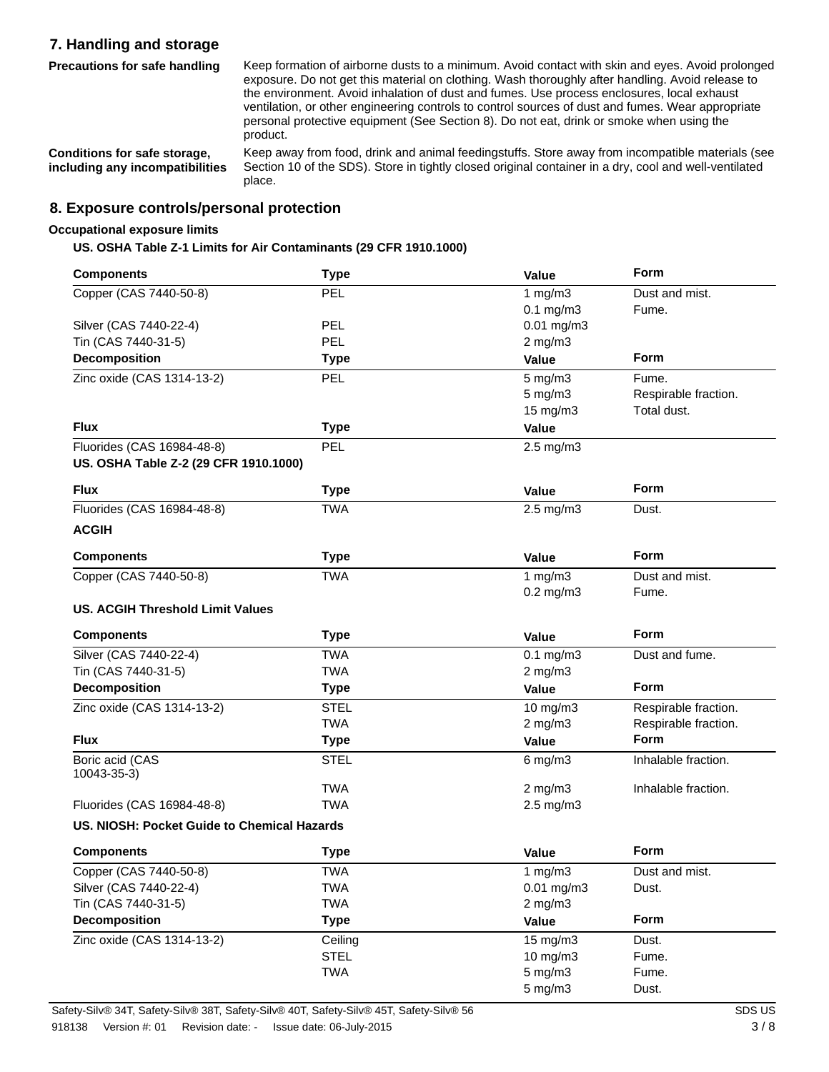## 7. Handling and storage

**Precautions for safe handling**

Keep formation of airborne dusts to a minimum. Avoid contact with skin and eyes. Avoid prolonged exposure. Do not get this material on clothing. Wash thoroughly after handling. Avoid release to the environment. Avoid inhalation of dust and fumes. Use process enclosures, local exhaust ventilation, or other engineering controls to control sources of dust and fumes. Wear appropriate personal protective equipment (See Section 8). Do not eat, drink or smoke when using the product.

**Conditions for safe storage, including any incompatibilities**

Keep away from food, drink and animal feedingstuffs. Store away from incompatible materials (see Section 10 of the SDS). Store in tightly closed original container in a dry, cool and well-ventilated place.

## 8. Exposure controls/personal protection

**Occupational exposure limits**

**US. OSHA Table Z-1 Limits for Air Contaminants (29 CFR 1910.1000)**

| Components | Type | Value | Form |
|---|---|---|---|
| Copper (CAS 7440-50-8) | PEL | 1 mg/m3 | Dust and mist. |
| | | 0.1 mg/m3 | Fume. |
| Silver (CAS 7440-22-4) | PEL | 0.01 mg/m3 | |
| Tin (CAS 7440-31-5) | PEL | 2 mg/m3 | |
| **Decomposition** | **Type** | **Value** | **Form** |
| Zinc oxide (CAS 1314-13-2) | PEL | 5 mg/m3 | Fume. |
| | | 5 mg/m3 | Respirable fraction. |
| | | 15 mg/m3 | Total dust. |
| **Flux** | **Type** | **Value** | |
| Fluorides (CAS 16984-48-8) | PEL | 2.5 mg/m3 | |

**US. OSHA Table Z-2 (29 CFR 1910.1000)**

| Flux | Type | Value | Form |
|---|---|---|---|
| Fluorides (CAS 16984-48-8) | TWA | 2.5 mg/m3 | Dust. |

**ACGIH**

| Components | Type | Value | Form |
|---|---|---|---|
| Copper (CAS 7440-50-8) | TWA | 1 mg/m3 | Dust and mist. |
| | | 0.2 mg/m3 | Fume. |

**US. ACGIH Threshold Limit Values**

| Components | Type | Value | Form |
|---|---|---|---|
| Silver (CAS 7440-22-4) | TWA | 0.1 mg/m3 | Dust and fume. |
| Tin (CAS 7440-31-5) | TWA | 2 mg/m3 | |
| **Decomposition** | **Type** | **Value** | **Form** |
| Zinc oxide (CAS 1314-13-2) | STEL | 10 mg/m3 | Respirable fraction. |
| | TWA | 2 mg/m3 | Respirable fraction. |
| **Flux** | **Type** | **Value** | **Form** |
| Boric acid (CAS 10043-35-3) | STEL | 6 mg/m3 | Inhalable fraction. |
| | TWA | 2 mg/m3 | Inhalable fraction. |
| Fluorides (CAS 16984-48-8) | TWA | 2.5 mg/m3 | |

**US. NIOSH: Pocket Guide to Chemical Hazards**

| Components | Type | Value | Form |
|---|---|---|---|
| Copper (CAS 7440-50-8) | TWA | 1 mg/m3 | Dust and mist. |
| Silver (CAS 7440-22-4) | TWA | 0.01 mg/m3 | Dust. |
| Tin (CAS 7440-31-5) | TWA | 2 mg/m3 | |
| **Decomposition** | **Type** | **Value** | **Form** |
| Zinc oxide (CAS 1314-13-2) | Ceiling | 15 mg/m3 | Dust. |
| | STEL | 10 mg/m3 | Fume. |
| | TWA | 5 mg/m3 | Fume. |
| | | 5 mg/m3 | Dust. |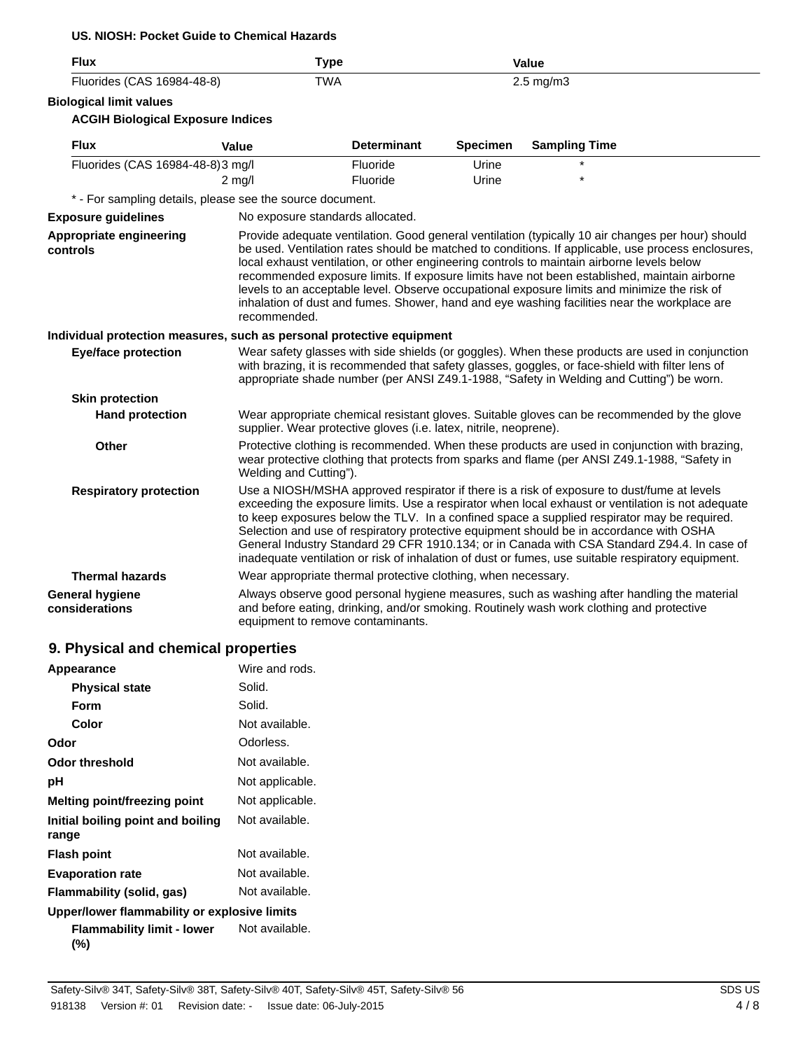**US. NIOSH: Pocket Guide to Chemical Hazards**

| Flux | Type | Value |
|---|---|---|
| Fluorides (CAS 16984-48-8) | TWA | 2.5 mg/m3 |

**Biological limit values**

**ACGIH Biological Exposure Indices**

| Flux | Value | Determinant | Specimen | Sampling Time |
|---|---|---|---|---|
| Fluorides (CAS 16984-48-8) | 3 mg/l | Fluoride | Urine | * |
| | 2 mg/l | Fluoride | Urine | * |

* - For sampling details, please see the source document.

**Exposure guidelines** No exposure standards allocated.

**Appropriate engineering controls** Provide adequate ventilation. Good general ventilation (typically 10 air changes per hour) should be used. Ventilation rates should be matched to conditions. If applicable, use process enclosures, local exhaust ventilation, or other engineering controls to maintain airborne levels below recommended exposure limits. If exposure limits have not been established, maintain airborne levels to an acceptable level. Observe occupational exposure limits and minimize the risk of inhalation of dust and fumes. Shower, hand and eye washing facilities near the workplace are recommended.

**Individual protection measures, such as personal protective equipment**

**Eye/face protection** Wear safety glasses with side shields (or goggles). When these products are used in conjunction with brazing, it is recommended that safety glasses, goggles, or face-shield with filter lens of appropriate shade number (per ANSI Z49.1-1988, "Safety in Welding and Cutting") be worn.

**Skin protection**

**Hand protection** Wear appropriate chemical resistant gloves. Suitable gloves can be recommended by the glove supplier. Wear protective gloves (i.e. latex, nitrile, neoprene).

**Other** Protective clothing is recommended. When these products are used in conjunction with brazing, wear protective clothing that protects from sparks and flame (per ANSI Z49.1-1988, "Safety in Welding and Cutting").

**Respiratory protection** Use a NIOSH/MSHA approved respirator if there is a risk of exposure to dust/fume at levels exceeding the exposure limits. Use a respirator when local exhaust or ventilation is not adequate to keep exposures below the TLV. In a confined space a supplied respirator may be required. Selection and use of respiratory protective equipment should be in accordance with OSHA General Industry Standard 29 CFR 1910.134; or in Canada with CSA Standard Z94.4. In case of inadequate ventilation or risk of inhalation of dust or fumes, use suitable respiratory equipment.

**Thermal hazards** Wear appropriate thermal protective clothing, when necessary.

**General hygiene considerations** Always observe good personal hygiene measures, such as washing after handling the material and before eating, drinking, and/or smoking. Routinely wash work clothing and protective equipment to remove contaminants.

## 9. Physical and chemical properties

**Appearance** Wire and rods.

**Physical state** Solid.

**Form** Solid.

**Color** Not available.

**Odor** Odorless.

**Odor threshold** Not available.

**pH** Not applicable.

**Melting point/freezing point** Not applicable.

**Initial boiling point and boiling range** Not available.

**Flash point** Not available.

**Evaporation rate** Not available.

**Flammability (solid, gas)** Not available.

**Upper/lower flammability or explosive limits**

**Flammability limit - lower (%)** Not available.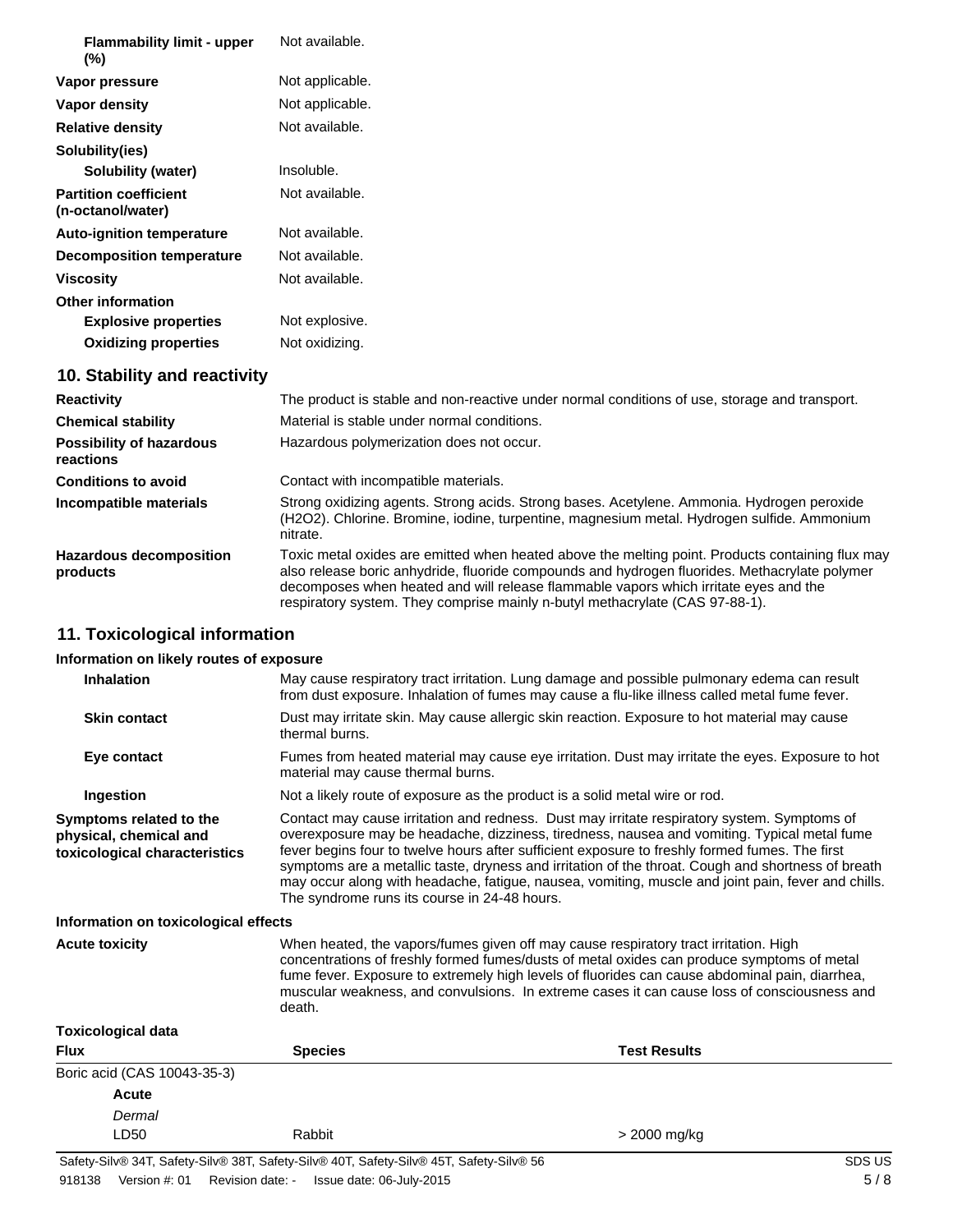| | |
|---|---|
| **Flammability limit - upper (%)** | Not available. |
| **Vapor pressure** | Not applicable. |
| **Vapor density** | Not applicable. |
| **Relative density** | Not available. |
| **Solubility(ies)** | |
| **Solubility (water)** | Insoluble. |
| **Partition coefficient (n-octanol/water)** | Not available. |
| **Auto-ignition temperature** | Not available. |
| **Decomposition temperature** | Not available. |
| **Viscosity** | Not available. |
| **Other information** | |
| **Explosive properties** | Not explosive. |
| **Oxidizing properties** | Not oxidizing. |

## 10. Stability and reactivity

| | |
|---|---|
| **Reactivity** | The product is stable and non-reactive under normal conditions of use, storage and transport. |
| **Chemical stability** | Material is stable under normal conditions. |
| **Possibility of hazardous reactions** | Hazardous polymerization does not occur. |
| **Conditions to avoid** | Contact with incompatible materials. |
| **Incompatible materials** | Strong oxidizing agents. Strong acids. Strong bases. Acetylene. Ammonia. Hydrogen peroxide ($H_2O_2$). Chlorine. Bromine, iodine, turpentine, magnesium metal. Hydrogen sulfide. Ammonium nitrate. |
| **Hazardous decomposition products** | Toxic metal oxides are emitted when heated above the melting point. Products containing flux may also release boric anhydride, fluoride compounds and hydrogen fluorides. Methacrylate polymer decomposes when heated and will release flammable vapors which irritate eyes and the respiratory system. They comprise mainly n-butyl methacrylate (CAS 97-88-1). |

## 11. Toxicological information

**Information on likely routes of exposure**

| | |
|---|---|
| **Inhalation** | May cause respiratory tract irritation. Lung damage and possible pulmonary edema can result from dust exposure. Inhalation of fumes may cause a flu-like illness called metal fume fever. |
| **Skin contact** | Dust may irritate skin. May cause allergic skin reaction. Exposure to hot material may cause thermal burns. |
| **Eye contact** | Fumes from heated material may cause eye irritation. Dust may irritate the eyes. Exposure to hot material may cause thermal burns. |
| **Ingestion** | Not a likely route of exposure as the product is a solid metal wire or rod. |
| **Symptoms related to the physical, chemical and toxicological characteristics** | Contact may cause irritation and redness. Dust may irritate respiratory system. Symptoms of overexposure may be headache, dizziness, tiredness, nausea and vomiting. Typical metal fume fever begins four to twelve hours after sufficient exposure to freshly formed fumes. The first symptoms are a metallic taste, dryness and irritation of the throat. Cough and shortness of breath may occur along with headache, fatigue, nausea, vomiting, muscle and joint pain, fever and chills. The syndrome runs its course in 24-48 hours. |

**Information on toxicological effects**

| | |
|---|---|
| **Acute toxicity** | When heated, the vapors/fumes given off may cause respiratory tract irritation. High concentrations of freshly formed fumes/dusts of metal oxides can produce symptoms of metal fume fever. Exposure to extremely high levels of fluorides can cause abdominal pain, diarrhea, muscular weakness, and convulsions. In extreme cases it can cause loss of consciousness and death. |

**Toxicological data**

| Flux | Species | Test Results |
|---|---|---|
| Boric acid (CAS 10043-35-3) | | |
| **Acute** | | |
| *Dermal* | | |
| LD50 | Rabbit | > 2000 mg/kg |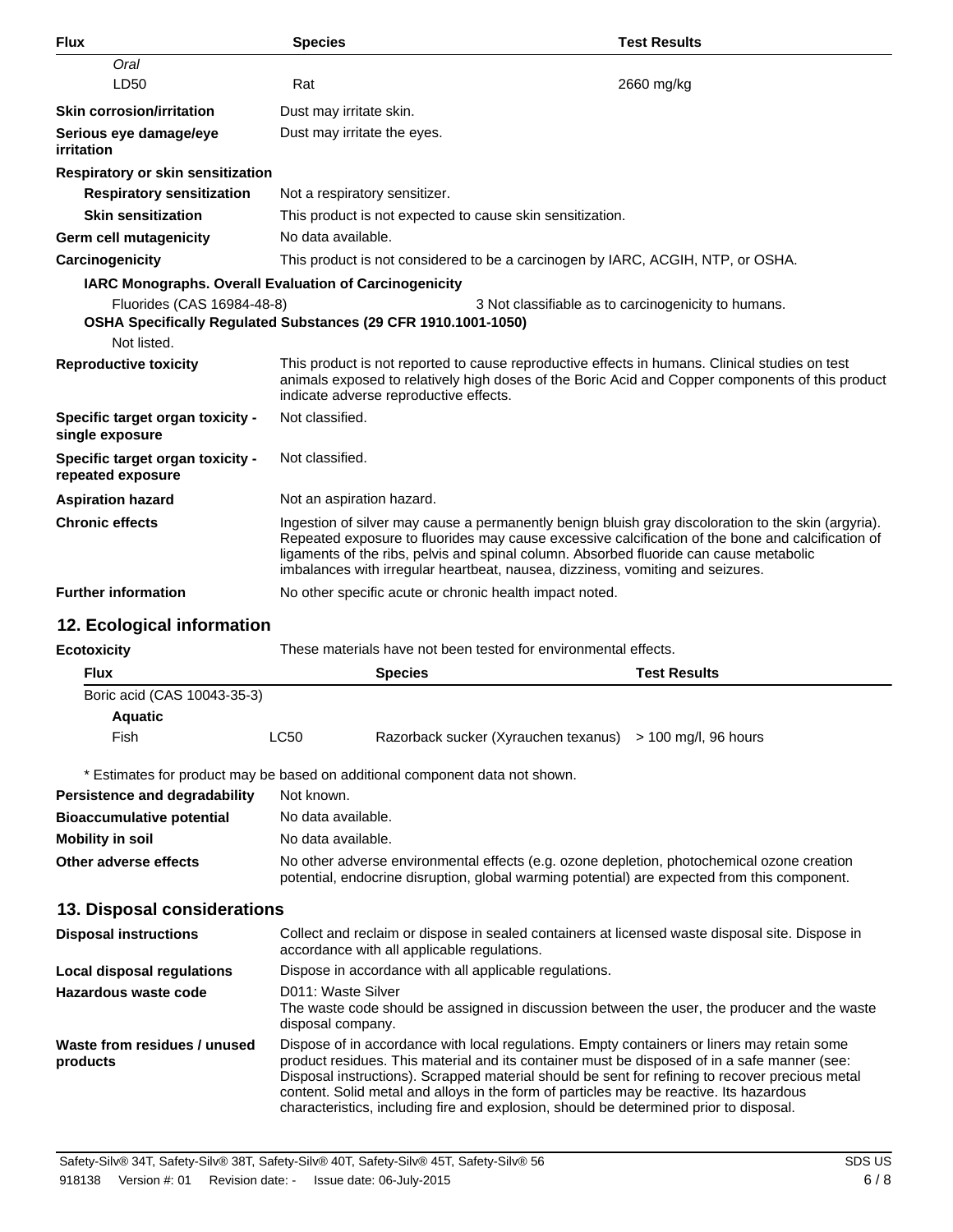| Flux | Species | Test Results |
|---|---|---|
| *Oral* | | |
| LD50 | Rat | 2660 mg/kg |

**Skin corrosion/irritation** Dust may irritate skin.

**Serious eye damage/eye irritation** Dust may irritate the eyes.

**Respiratory or skin sensitization**

**Respiratory sensitization** Not a respiratory sensitizer.

**Skin sensitization** This product is not expected to cause skin sensitization.

**Germ cell mutagenicity** No data available.

**Carcinogenicity** This product is not considered to be a carcinogen by IARC, ACGIH, NTP, or OSHA.

**IARC Monographs. Overall Evaluation of Carcinogenicity**

Fluorides (CAS 16984-48-8) 3 Not classifiable as to carcinogenicity to humans.

**OSHA Specifically Regulated Substances (29 CFR 1910.1001-1050)**

Not listed.

**Reproductive toxicity** This product is not reported to cause reproductive effects in humans. Clinical studies on test animals exposed to relatively high doses of the Boric Acid and Copper components of this product indicate adverse reproductive effects.

**Specific target organ toxicity - single exposure** Not classified.

**Specific target organ toxicity - repeated exposure** Not classified.

**Aspiration hazard** Not an aspiration hazard.

**Chronic effects** Ingestion of silver may cause a permanently benign bluish gray discoloration to the skin (argyria). Repeated exposure to fluorides may cause excessive calcification of the bone and calcification of ligaments of the ribs, pelvis and spinal column. Absorbed fluoride can cause metabolic imbalances with irregular heartbeat, nausea, dizziness, vomiting and seizures.

**Further information** No other specific acute or chronic health impact noted.

## 12. Ecological information

**Ecotoxicity** These materials have not been tested for environmental effects.

| Flux | | Species | Test Results |
|---|---|---|---|
| Boric acid (CAS 10043-35-3) | | | |
| **Aquatic** | | | |
| Fish | LC50 | Razorback sucker (Xyrauchen texanus) | > 100 mg/l, 96 hours |

\* Estimates for product may be based on additional component data not shown.

**Persistence and degradability** Not known.

**Bioaccumulative potential** No data available.

**Mobility in soil** No data available.

**Other adverse effects** No other adverse environmental effects (e.g. ozone depletion, photochemical ozone creation potential, endocrine disruption, global warming potential) are expected from this component.

## 13. Disposal considerations

**Disposal instructions** Collect and reclaim or dispose in sealed containers at licensed waste disposal site. Dispose in accordance with all applicable regulations.

**Local disposal regulations** Dispose in accordance with all applicable regulations.

**Hazardous waste code** D011: Waste Silver
The waste code should be assigned in discussion between the user, the producer and the waste disposal company.

**Waste from residues / unused products** Dispose of in accordance with local regulations. Empty containers or liners may retain some product residues. This material and its container must be disposed of in a safe manner (see: Disposal instructions). Scrapped material should be sent for refining to recover precious metal content. Solid metal and alloys in the form of particles may be reactive. Its hazardous characteristics, including fire and explosion, should be determined prior to disposal.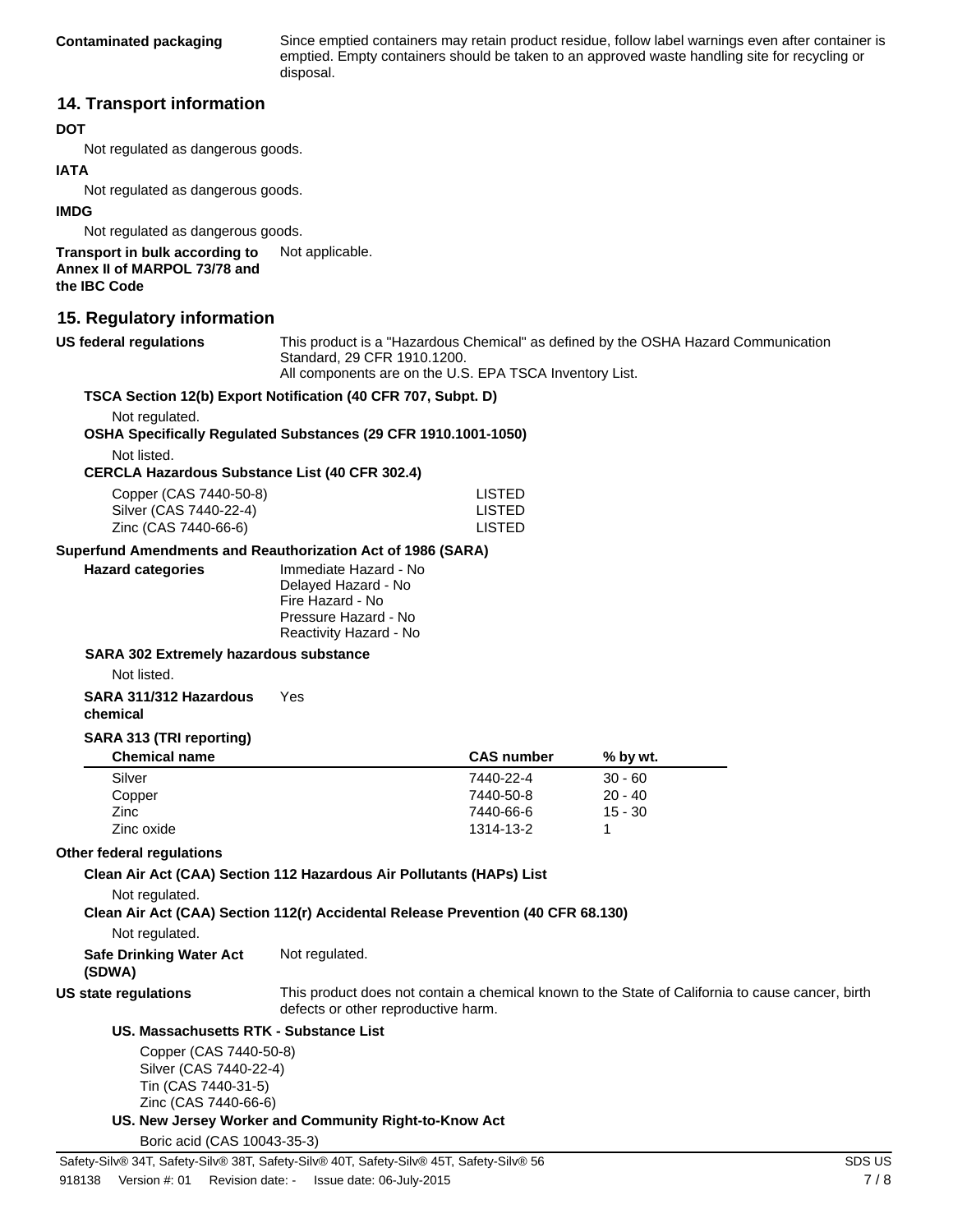**Contaminated packaging** Since emptied containers may retain product residue, follow label warnings even after container is emptied. Empty containers should be taken to an approved waste handling site for recycling or disposal.

## 14. Transport information

**DOT**

Not regulated as dangerous goods.

**IATA**

Not regulated as dangerous goods.

**IMDG**

Not regulated as dangerous goods.

**Transport in bulk according to Annex II of MARPOL 73/78 and the IBC Code** Not applicable.

## 15. Regulatory information

**US federal regulations** This product is a "Hazardous Chemical" as defined by the OSHA Hazard Communication Standard, 29 CFR 1910.1200.
All components are on the U.S. EPA TSCA Inventory List.

**TSCA Section 12(b) Export Notification (40 CFR 707, Subpt. D)**

Not regulated.

**OSHA Specifically Regulated Substances (29 CFR 1910.1001-1050)**

Not listed.

**CERCLA Hazardous Substance List (40 CFR 302.4)**

| | |
|---|---|
| Copper (CAS 7440-50-8) | LISTED |
| Silver (CAS 7440-22-4) | LISTED |
| Zinc (CAS 7440-66-6) | LISTED |

**Superfund Amendments and Reauthorization Act of 1986 (SARA)**

**Hazard categories**
Immediate Hazard - No
Delayed Hazard - No
Fire Hazard - No
Pressure Hazard - No
Reactivity Hazard - No

**SARA 302 Extremely hazardous substance**

Not listed.

**SARA 311/312 Hazardous chemical** Yes

**SARA 313 (TRI reporting)**

| Chemical name | CAS number | % by wt. |
|---|---|---|
| Silver | 7440-22-4 | 30 - 60 |
| Copper | 7440-50-8 | 20 - 40 |
| Zinc | 7440-66-6 | 15 - 30 |
| Zinc oxide | 1314-13-2 | 1 |

**Other federal regulations**

**Clean Air Act (CAA) Section 112 Hazardous Air Pollutants (HAPs) List**

Not regulated.

**Clean Air Act (CAA) Section 112(r) Accidental Release Prevention (40 CFR 68.130)**

Not regulated.

**Safe Drinking Water Act (SDWA)** Not regulated.

**US state regulations** This product does not contain a chemical known to the State of California to cause cancer, birth defects or other reproductive harm.

**US. Massachusetts RTK - Substance List**

Copper (CAS 7440-50-8)
Silver (CAS 7440-22-4)
Tin (CAS 7440-31-5)
Zinc (CAS 7440-66-6)

**US. New Jersey Worker and Community Right-to-Know Act**

Boric acid (CAS 10043-35-3)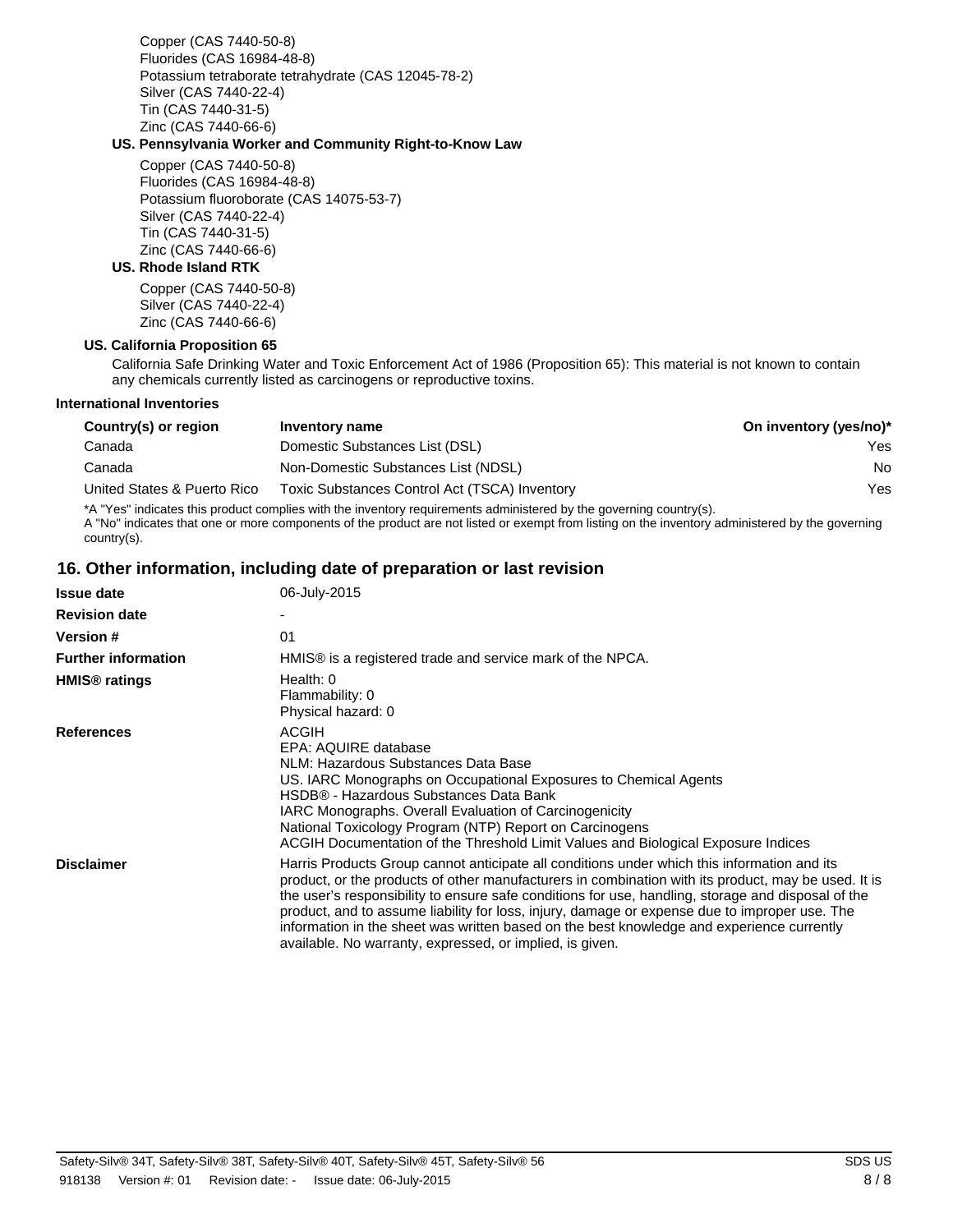Copper (CAS 7440-50-8)
Fluorides (CAS 16984-48-8)
Potassium tetraborate tetrahydrate (CAS 12045-78-2)
Silver (CAS 7440-22-4)
Tin (CAS 7440-31-5)
Zinc (CAS 7440-66-6)

**US. Pennsylvania Worker and Community Right-to-Know Law**

Copper (CAS 7440-50-8)
Fluorides (CAS 16984-48-8)
Potassium fluoroborate (CAS 14075-53-7)
Silver (CAS 7440-22-4)
Tin (CAS 7440-31-5)
Zinc (CAS 7440-66-6)

**US. Rhode Island RTK**

Copper (CAS 7440-50-8)
Silver (CAS 7440-22-4)
Zinc (CAS 7440-66-6)

**US. California Proposition 65**

California Safe Drinking Water and Toxic Enforcement Act of 1986 (Proposition 65): This material is not known to contain any chemicals currently listed as carcinogens or reproductive toxins.

**International Inventories**

| Country(s) or region | Inventory name | On inventory (yes/no)* |
|---|---|---|
| Canada | Domestic Substances List (DSL) | Yes |
| Canada | Non-Domestic Substances List (NDSL) | No |
| United States & Puerto Rico | Toxic Substances Control Act (TSCA) Inventory | Yes |

*A "Yes" indicates this product complies with the inventory requirements administered by the governing country(s).
A "No" indicates that one or more components of the product are not listed or exempt from listing on the inventory administered by the governing country(s).

## 16. Other information, including date of preparation or last revision

| | |
|---|---|
| **Issue date** | 06-July-2015 |
| **Revision date** | - |
| **Version #** | 01 |
| **Further information** | HMIS® is a registered trade and service mark of the NPCA. |
| **HMIS® ratings** | Health: 0<br>Flammability: 0<br>Physical hazard: 0 |
| **References** | ACGIH<br>EPA: AQUIRE database<br>NLM: Hazardous Substances Data Base<br>US. IARC Monographs on Occupational Exposures to Chemical Agents<br>HSDB® - Hazardous Substances Data Bank<br>IARC Monographs. Overall Evaluation of Carcinogenicity<br>National Toxicology Program (NTP) Report on Carcinogens<br>ACGIH Documentation of the Threshold Limit Values and Biological Exposure Indices |
| **Disclaimer** | Harris Products Group cannot anticipate all conditions under which this information and its product, or the products of other manufacturers in combination with its product, may be used. It is the user's responsibility to ensure safe conditions for use, handling, storage and disposal of the product, and to assume liability for loss, injury, damage or expense due to improper use. The information in the sheet was written based on the best knowledge and experience currently available. No warranty, expressed, or implied, is given. |